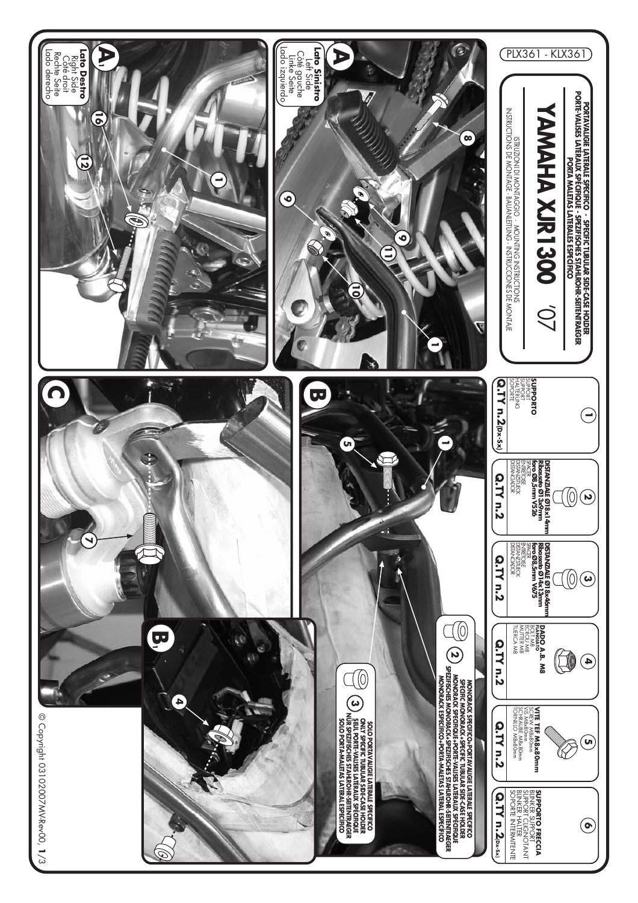PLX361 - KLX361

# YAMAHA XJR1300 '07

**PORTAVALIGIE LATERALE SPECIFICO - SPECIFIC TUBULAR SIDE-CASE HOLDER**
**PORTE-VALISES LATERAUX SPÉCIFIQUE - SPEZIFISCHES STAHLROHR-SEITENTRAEGER**
**PORTA MALETAS LATERALES ESPECÍFICO**

ISTRUZIONI DI MONTAGGIO - MOUNTING INSTRUCTIONS
INSTRUCTIONS DE MONTAGE - BAUANLEITUNG - INSTRUCCIONES DE MONTAJE

| | 1 | 2 | 3 | 4 | 5 | 6 |
|---|---|---|---|---|---|---|
| Description | **SUPPORTO** SUPPORT SUPPORT HALTERUNG SOPORTE | **DISTANZIALE Ø18x14mm Ribassato Ø13x9mm foro Ø8,5mm V526** SPACER ENTRETOISE DISTANZSTUECK DISTANCIADOR | **DISTANZIALE Ø18x46mm Ribassato Ø14x13mm foro Ø8,5mm V675** SPACER ENTRETOISE DISTANZSTUECK DISTANCIADOR | **DADO A.B. M8 FLANGIATO** BOLT M8 ECROU M8 MUTTER M8 TUERCA M8 | **VITE TEF M8x80mm** SCREW M8x80mm VIS M8x80mm SCHRAUBE M8x80mm TORNILLO M8x80mm | **SUPPORTO FRECCIA** BLINKER SUPPORT SUPPORT CLIGNOTANT BLINKER HALTER SOPORTE INTERMITENTE |
| Q.TY | n.2 (Dx-Sx) | n.2 | n.2 | n.2 | n.2 | n.2 (Dx-Sx) |

**A** — **Lato Sinistro** Left Side Côté gauche Linke Seite Lado izquierdo

**A'** — **Lato Destro** Right Side Côté droit Rechte Seite Lado derecho

**B**

**B'**

**C**

(2) **MONORACK SPECIFICO+PORTAVALIGIE LATERALE SPECIFICO**
**SPECIFIC MONORACK+SPECIFIC TUBULAR SIDE-CASE HOLDER**
**MONORACK SPÉCIFIQUE+PORTE-VALISES LATERAUX SPÉCIFIQUE**
**SPEZIFISCHES MONORACK+SPEZIFISCHES STAHLROHR-SEITENTRAEGER**
**MONORACK ESPECÍFICO+PORTA-MALETAS LATERAL ESPECÍFICO**

(3) **SOLO PORTAVALIGIE LATERALE SPECIFICO**
**ONLY SPECIFIC TUBULAR SIDE-CASE HOLDER**
**SEUL PORTE-VALISES LATERAUX SPÉCIFIQUE**
**NUR SPEZIFISCHES STAHLROHR-SEITENTRAEGER**
**SOLO PORTA-MALETAS LATERAL ESPECÍFICO**

© Copyright 03102007MV-Rev00, **1**/3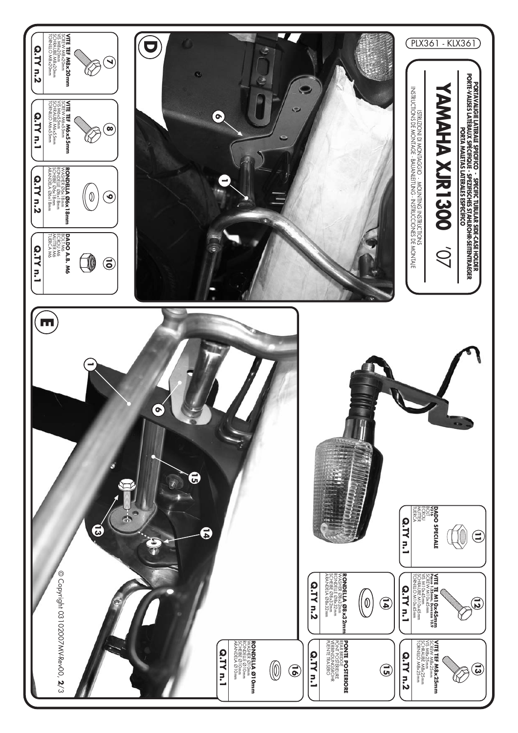PLX361 - KLX361

# YAMAHA XJR1300 '07

**PORTAVALIGIE LATERALE SPECIFICO - SPECIFIC TUBULAR SIDE-CASE HOLDER**
**PORTE-VALISES LATERAUX SPECIFIQUE - SPEZIFISCHES STAHLROHR-SEITENTRAEGER**
**PORTA MALETAS LATERALES ESPECIFICO**

ISTRUZIONI DI MONTAGGIO - MOUNTING INSTRUCTIONS
INSTRUCTIONS DE MONTAGE - BAUANLEITUNG - INSTRUCCIONES DE MONTAJE

D

E

| N° | Description | Q.TY |
|---|---|---|
| 7 | **VITE TEF M8x20mm** SCREW M8x20mm VIS M8x20mm SCHRAUBE M8x20mm TORNILLO M8x20mm | n.2 |
| 8 | **VITE TEF M6x55mm** SCREW M6x55mm VIS M6x55mm SCHRAUBE M6x55mm TORNILLO M6x55mm | n.1 |
| 9 | **RONDELLA Ø6x18mm** WASHER Ø6x18mm RONDELLE Ø6x18mm SCHEIBE Ø6x18mm ARANDELA Ø6x18mm | n.2 |
| 10 | **DADO A.B. M6** BOLT M6 ECROU M6 MUTTER M6 TUERCA M6 | n.1 |
| 11 | **DADO SPECIALE** NUT BOLT ECROU MUTTER TUERCA | n.1 |
| 12 | **VITE TE M10x45mm** SCREW M10x45mm VIS M10x45mm SCHRAUBE M10x45mm TORNILLO M10x45mm | n.1 |
| 13 | **VITE TEF M8x25mm** SCREW M8x25mm VIS M8x25mm SCHRAUBE M8x25mm TORNILLO M8x25mm | n.2 |
| 14 | **RONDELLA Ø8x32mm** WASHER Ø8x32mm RONDELLE Ø8x32mm SCHEIBE Ø8x32mm ARANDELA Ø8x32mm | n.2 |
| 15 | **PONTE POSTERIORE** REAR BRIDGE PONT POSTERIEURE VERBINDUNGSROHR PUENTE TRASERO | n.1 |
| 16 | **RONDELLA Ø10mm** WASHER Ø10mm RONDELLE Ø10mm SCHEIBE Ø10mm ARANDELA Ø10mm | n.1 |

© Copyright 03102007MVRev00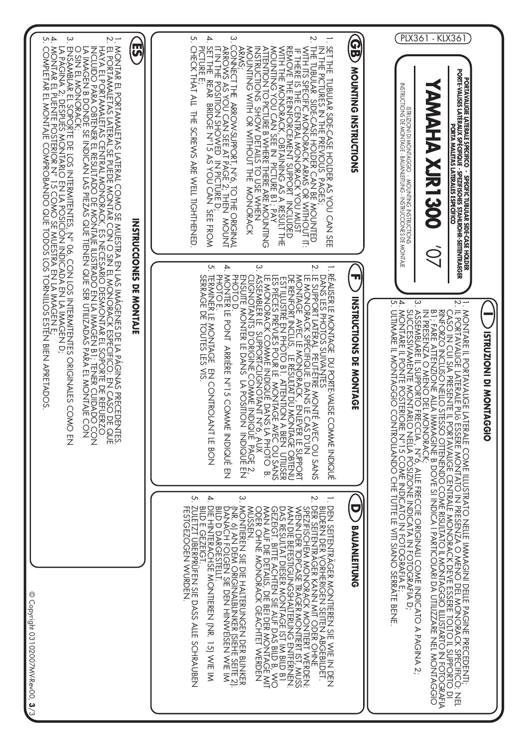PLX361 - KLX361

**PORTAVALIGIE LATERALE SPECIFICO - SPECIFIC TUBULAR SIDE-CASE HOLDER**
**PORTE-VALISES LATERAUX SPECIFIQUE - SPEZIFISCHES STAHLROHR-SEITENTRAEGER**
**PORTA MALETAS LATERALES ESPECIFICO**

# YAMAHA XJR1300 '07

ISTRUZIONI DI MONTAGGIO - MOUNTING INSTRUCTIONS
INSTRUCTIONS DE MONTAGE - BAUANLEITUNG - INSTRUCCIONES DE MONTAJE

## I ISTRUZIONI DI MONTAGGIO

1. MONTARE IL PORTAVALIGIE LATERALE COME ILLUSTRATO NELLE IMMAGINI DELLE PAGINE PRECEDENTI;
2. IL PORTAVALIGIE LATERALE PUò ESSERE MONTATO IN PRESENZA O MENO DEL MONORACK SPECIFICO. NEL CASO IN CUI SIA PRESENTE IL PORTAVALIGE CENTRALE MONORACK DEVE ESSERE TOLTO IL SUPPORTO DI RINFORZO INCLUSO NELLO STESSO OTTENENDO COME RISULTATO IL MONTAGGIO ILLUSTARTO IN FOTOGRAFIA B1: FARE ATTENZIONE ALLA IMMAGINE B DOVE SI INDICA I PARTICOLARI DA UTILIZZARE NEL MONTAGGIO IN PRESENZA O MENO DEL MONORACK;
3. ASSEMBLARE IL SUPPORTO FRECCIA, N°6, ALLE FRECCIE ORIGINALI COME INDICATO A PAGINA 2; SUCCESSIVAMENTE MONTARLO NELLA POSIZIONE INDICATA IN FOTOGRAFIA D;
4. MONTARE IL PONTE POSTERIORE N°15 COME INDICATO IN FOTOGRAFIA E;
5. ULTIMARE IL MONTAGGIO CONTROLLANDO CHE TUTTE LE VITI SIANO SERRATE BENE.

## GB MOUNTING INSTRUCTIONS

1. SET THE TUBULAR SIDE-CASE HOLDER AS YOU CAN SEE IN THE PICTURES IN THE PREVIOUS PAGES;
2. THE TUBULAR SIDE-CASE HOLDER CAN BE MOUNTED WITH ITS SPECIFIC MONORACK ARMS OR WITHOUT IT: IF THERE IS THE CENTRAL MONORACK YOU MUST REMOVE THE REINFORCEMENT SUPPORT INCLUDED WITH THE MONORACK, OBTAINING AS A RESULT THE MOUNTING YOU CAN SEE IN PICTURE B1; PAY ATTENTION TO PICTURE B WHERE THERE ARE MOUNTING INSTRUCTIONS SHOW DETAILS TO USE WHEN MOUNTING WITH OR WITHOUT THE MONORACK ARMS;
3. CONNECT THE ARROW-SUPPORT, N°6, TO THE ORIGINAL ARROWS AS YOU CAN SEE AT PAGE 2; THEN MOUNT IT IN THE POSITION SHOWED IN PICTURE D;
4. SET THE REAR BRIDGE N°15 AS YOU CAN SEE FROM PICTURE E;
5. CHECK THAT ALL THE SCREWS ARE WELL TIGHTHENED.

## F INSTRUCTIONS DE MONTAGE

1. RÉALISER LE MONTAGE DU PORTE-VALISE COMME INDIQUÉ DANS LES PHOTOS SUIVANTES
2. LE SUPPORT LATÉRAL PEUT-ÊTRE MONTÉ AVEC OU SANS LE MONORACK SPÉCIFIQUE. DANS LE CAS D'UN MONTAGE AVEC LE MONORACK, ENLEVER LE SUPPORT DE RENFORT INCLUS. LE RÉSULTAT DU MONTAGE OBTENU EST ILLUSTRÉ EN PHOTO B1. ATTENTION À BIEN UTILISER LES PIÈCES PRÉVUES POUR LE MONTAGE AVEC OU SANS LE MONORACK COMME INDIQUÉ DANS LA PHOTO B.
3. ASSEMBLER LE SUPPORT-CLIGNOTANT N°6 AUX CLIGNOTANTS D'ORIGINE COMME INDIQUÉ PAGE 2, ENSUITE MONTER LE DANS LA POSITION INDIQUÉE EN PHOTO D.
4. MONTER LE PONT ARRIÈRE N°15 COMME INDIQUÉ EN PHOTO E.
5. TERMINER LE MONTAGE EN CONTROLANT LE BON SERRAGE DE TOUTES LES VIS.

## D BAUANLEITUNG

1. DEN SEITENTRÄGER MONTIEREN SIE WIE IN DEN BILDERN DER VORHERIGEN SEITEN ABGEBILDET.
2. DER SEITENTRÄGER KANN MIT ODER OHNE SPEZIFISCHEM MONORACK MONTIERT WERDEN: WENN DER TOPCASE TRÄGER MONTIERT IST, MUSS MAN DIE BEFESTIGUNGSHALTERUNG ENTFERNEN. DAS RESULTAT DIESER MONTAGE IST IM BILD B1 GEZEIGT. BITTE ACHTEN SIE AUF DAS BILD B, WO MAN AUF DIE DETAILS, DIE BEI DER MONTAGE MIT ODER OHNE MONORACK GEACHTET WERDEN MÜSSEN.
3. MONTIEREN SIE DIE HALTERUNGEN DER BLINKER (NR. 6) AN DEM ORIGINALBLINKER (SIEHE SEITE 2). DANACH FOLGEN SIE DEN HINWEISEN WIE IM BILD D DARGESTELLT.
4. DIE HINTERACHSE MONTIEREN (NR. 15) WIE IM BILD E GEZEIGT.
5. ZULETZT ÜBERPRÜFEN SIE DASS ALLE SCHRAUBEN FESTGEZOGEN WURDEN.

## ES INSTRUCCIONES DE MONTAJE

1. MONTAR EL PORTAMALETAS LATERAL COMO SE MUESTRA EN LAS IMÁGENES DE LA PÁGINAS PRECEDENTES.
2. EL PORTAMALETAS LATERAL SE PUEDE MONTAR CON O SIN EL MONORACK ESPECÍFICO: EN CASO DE QUE HAYA EL PORTAMALETAS CENTRAL MONORACK, ES NECESARIO DESMONTAR EL SOPORTE DE REFUERZO INCLUIDO PARA OBTENER EL RESULTADO DE MONTAJE ILUSTRADO EN LA IMAGEN B1; TENER CUIDADO CON LA IMAGEN B DONDE SE INDICAN LAS PIEZAS QUE TIENEN QUE SER UTILIZADAS PARA EL MONTAJE CON O SIN EL MONORACK;
3. ENSAMBLAR EL SOPORTE DE LOS INTERMITENTES, N° 06, CON LOS INTERMITENTES ORIGINALES COMO EN LA PÁGINA 2; DESPUÉS MONTARLO EN LA POSICIÓN INDICADA EN LA IMAGEN D;
4. MONTAR EL PUENTE POSTERIOR N° 15 COMO SE MUESTRA EN LA IMAGEN E;
5. COMPLETAR EL MONTAJE COMPROBANDO QUE TODOS LOS TORNILLOS ESTÉN BIEN APRETADOS.

© Copyright 03102007MV-Rev00